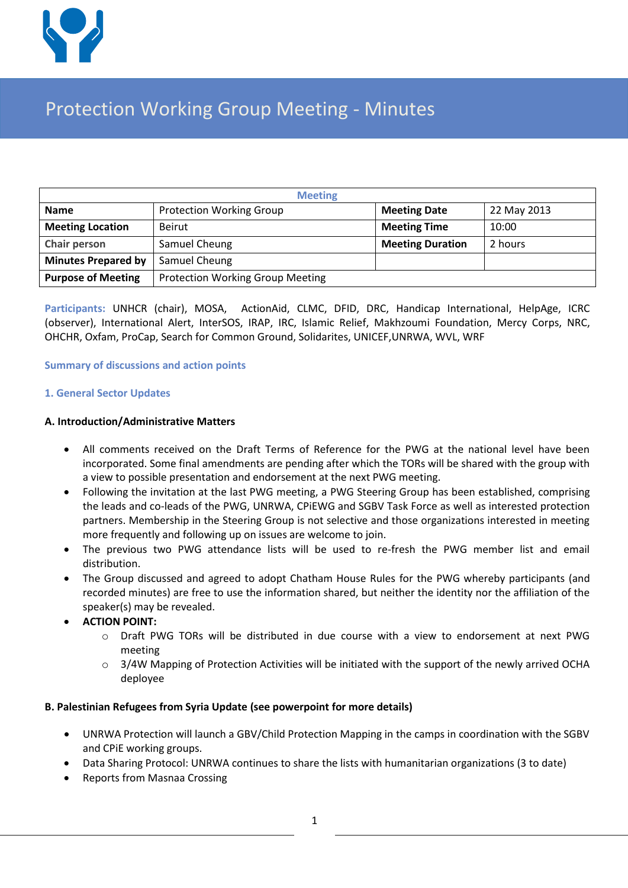# Protection Working Group Meeting - Minutes

| Meeting | | | |
|---|---|---|---|
| **Name** | Protection Working Group | **Meeting Date** | 22 May 2013 |
| **Meeting Location** | Beirut | **Meeting Time** | 10:00 |
| **Chair person** | Samuel Cheung | **Meeting Duration** | 2 hours |
| **Minutes Prepared by** | Samuel Cheung | | |
| **Purpose of Meeting** | Protection Working Group Meeting | | |

**Participants:** UNHCR (chair), MOSA, ActionAid, CLMC, DFID, DRC, Handicap International, HelpAge, ICRC (observer), International Alert, InterSOS, IRAP, IRC, Islamic Relief, Makhzoumi Foundation, Mercy Corps, NRC, OHCHR, Oxfam, ProCap, Search for Common Ground, Solidarites, UNICEF,UNRWA, WVL, WRF

## Summary of discussions and action points

### 1. General Sector Updates

#### A. Introduction/Administrative Matters

- All comments received on the Draft Terms of Reference for the PWG at the national level have been incorporated. Some final amendments are pending after which the TORs will be shared with the group with a view to possible presentation and endorsement at the next PWG meeting.
- Following the invitation at the last PWG meeting, a PWG Steering Group has been established, comprising the leads and co-leads of the PWG, UNRWA, CPiEWG and SGBV Task Force as well as interested protection partners. Membership in the Steering Group is not selective and those organizations interested in meeting more frequently and following up on issues are welcome to join.
- The previous two PWG attendance lists will be used to re-fresh the PWG member list and email distribution.
- The Group discussed and agreed to adopt Chatham House Rules for the PWG whereby participants (and recorded minutes) are free to use the information shared, but neither the identity nor the affiliation of the speaker(s) may be revealed.
- **ACTION POINT:**
  - Draft PWG TORs will be distributed in due course with a view to endorsement at next PWG meeting
  - 3/4W Mapping of Protection Activities will be initiated with the support of the newly arrived OCHA deployee

#### B. Palestinian Refugees from Syria Update (see powerpoint for more details)

- UNRWA Protection will launch a GBV/Child Protection Mapping in the camps in coordination with the SGBV and CPiE working groups.
- Data Sharing Protocol: UNRWA continues to share the lists with humanitarian organizations (3 to date)
- Reports from Masnaa Crossing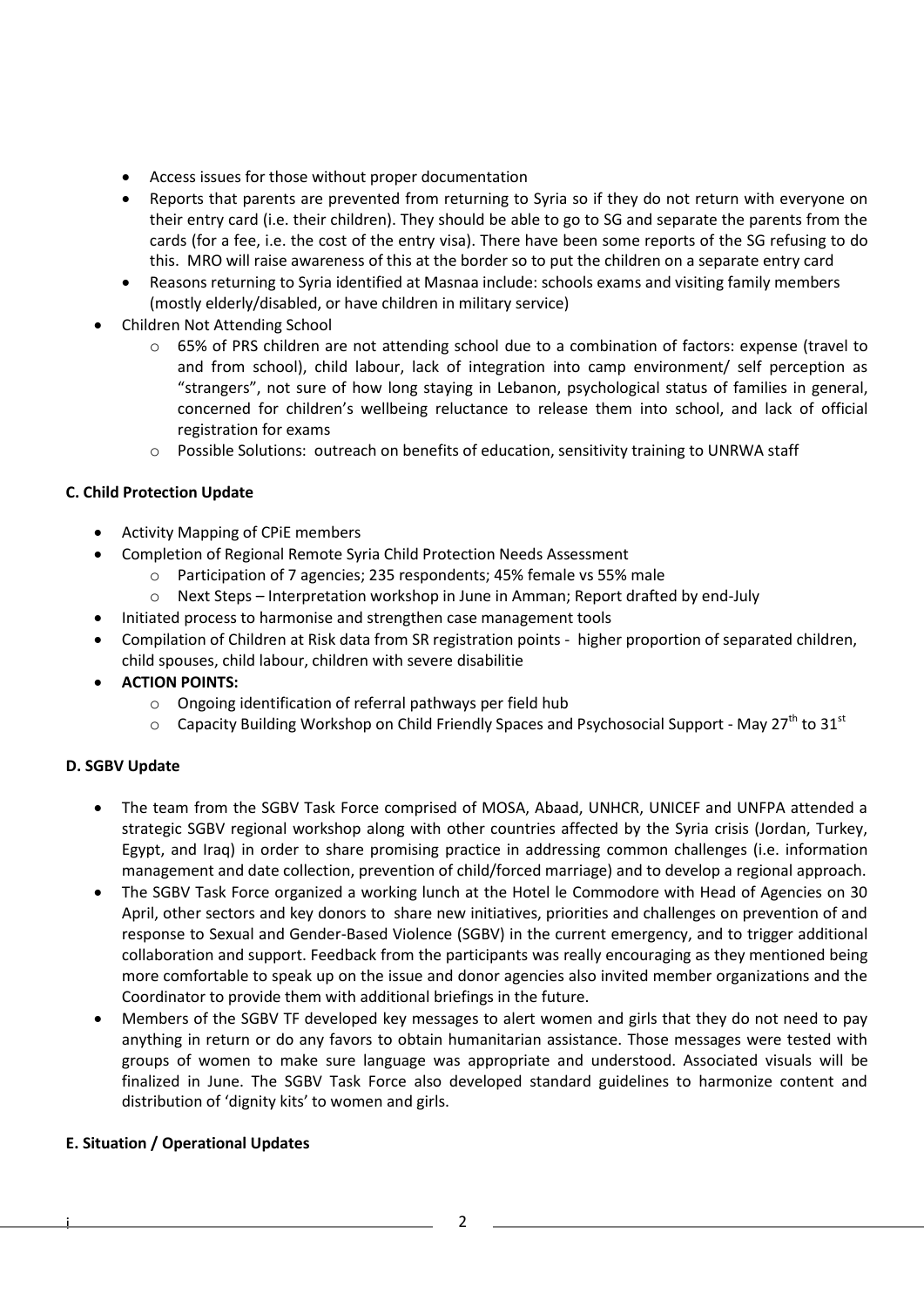- Access issues for those without proper documentation
- Reports that parents are prevented from returning to Syria so if they do not return with everyone on their entry card (i.e. their children). They should be able to go to SG and separate the parents from the cards (for a fee, i.e. the cost of the entry visa). There have been some reports of the SG refusing to do this. MRO will raise awareness of this at the border so to put the children on a separate entry card
- Reasons returning to Syria identified at Masnaa include: schools exams and visiting family members (mostly elderly/disabled, or have children in military service)

- Children Not Attending School
  - 65% of PRS children are not attending school due to a combination of factors: expense (travel to and from school), child labour, lack of integration into camp environment/ self perception as "strangers", not sure of how long staying in Lebanon, psychological status of families in general, concerned for children's wellbeing reluctance to release them into school, and lack of official registration for exams
  - Possible Solutions: outreach on benefits of education, sensitivity training to UNRWA staff

**C. Child Protection Update**

- Activity Mapping of CPiE members
- Completion of Regional Remote Syria Child Protection Needs Assessment
  - Participation of 7 agencies; 235 respondents; 45% female vs 55% male
  - Next Steps – Interpretation workshop in June in Amman; Report drafted by end-July
- Initiated process to harmonise and strengthen case management tools
- Compilation of Children at Risk data from SR registration points - higher proportion of separated children, child spouses, child labour, children with severe disabilitie
- **ACTION POINTS:**
  - Ongoing identification of referral pathways per field hub
  - Capacity Building Workshop on Child Friendly Spaces and Psychosocial Support - May 27th to 31st

**D. SGBV Update**

- The team from the SGBV Task Force comprised of MOSA, Abaad, UNHCR, UNICEF and UNFPA attended a strategic SGBV regional workshop along with other countries affected by the Syria crisis (Jordan, Turkey, Egypt, and Iraq) in order to share promising practice in addressing common challenges (i.e. information management and date collection, prevention of child/forced marriage) and to develop a regional approach.
- The SGBV Task Force organized a working lunch at the Hotel le Commodore with Head of Agencies on 30 April, other sectors and key donors to share new initiatives, priorities and challenges on prevention of and response to Sexual and Gender-Based Violence (SGBV) in the current emergency, and to trigger additional collaboration and support. Feedback from the participants was really encouraging as they mentioned being more comfortable to speak up on the issue and donor agencies also invited member organizations and the Coordinator to provide them with additional briefings in the future.
- Members of the SGBV TF developed key messages to alert women and girls that they do not need to pay anything in return or do any favors to obtain humanitarian assistance. Those messages were tested with groups of women to make sure language was appropriate and understood. Associated visuals will be finalized in June. The SGBV Task Force also developed standard guidelines to harmonize content and distribution of 'dignity kits' to women and girls.

**E. Situation / Operational Updates**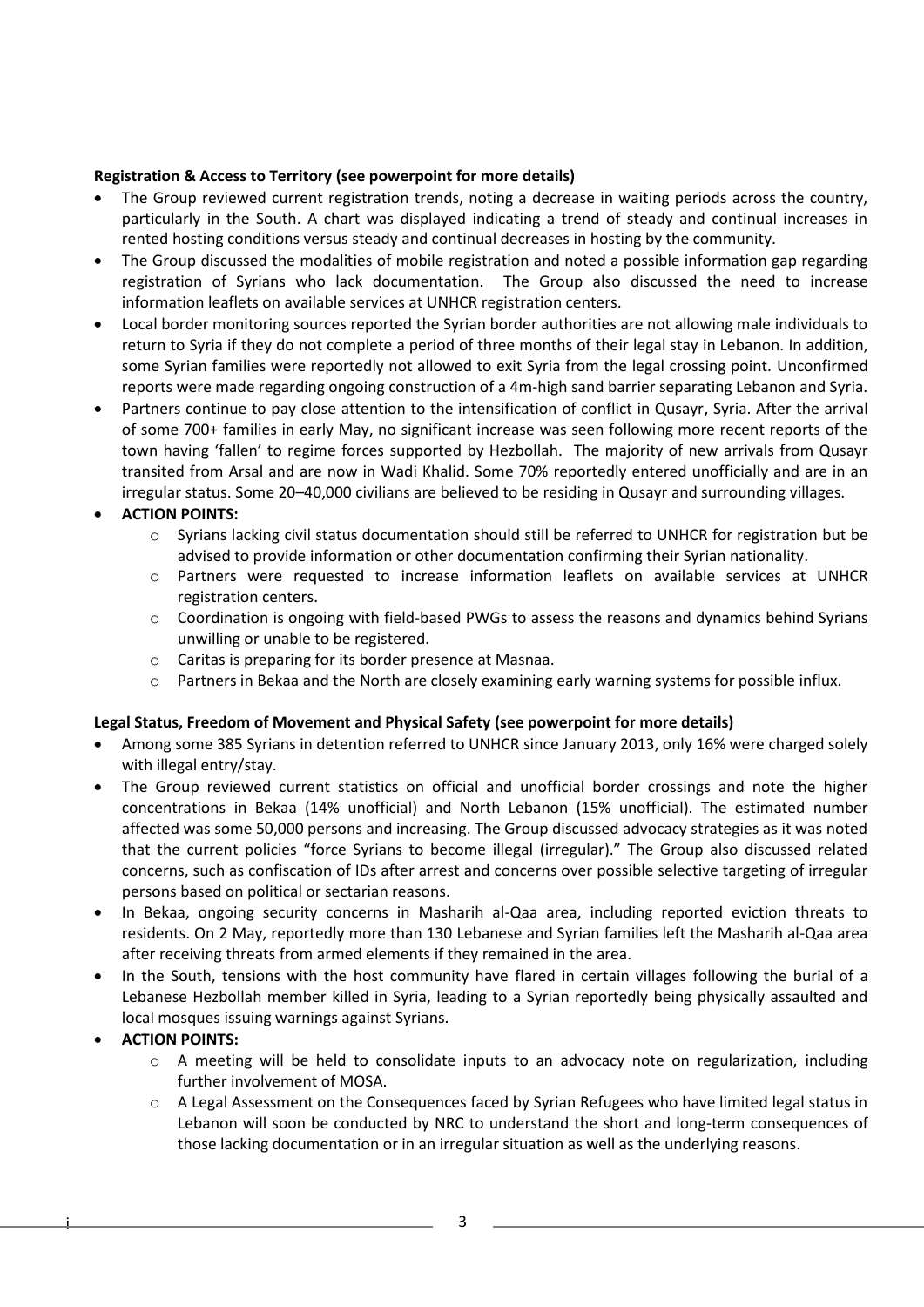**Registration & Access to Territory (see powerpoint for more details)**

- The Group reviewed current registration trends, noting a decrease in waiting periods across the country, particularly in the South. A chart was displayed indicating a trend of steady and continual increases in rented hosting conditions versus steady and continual decreases in hosting by the community.
- The Group discussed the modalities of mobile registration and noted a possible information gap regarding registration of Syrians who lack documentation. The Group also discussed the need to increase information leaflets on available services at UNHCR registration centers.
- Local border monitoring sources reported the Syrian border authorities are not allowing male individuals to return to Syria if they do not complete a period of three months of their legal stay in Lebanon. In addition, some Syrian families were reportedly not allowed to exit Syria from the legal crossing point. Unconfirmed reports were made regarding ongoing construction of a 4m-high sand barrier separating Lebanon and Syria.
- Partners continue to pay close attention to the intensification of conflict in Qusayr, Syria. After the arrival of some 700+ families in early May, no significant increase was seen following more recent reports of the town having 'fallen' to regime forces supported by Hezbollah. The majority of new arrivals from Qusayr transited from Arsal and are now in Wadi Khalid. Some 70% reportedly entered unofficially and are in an irregular status. Some 20–40,000 civilians are believed to be residing in Qusayr and surrounding villages.
- **ACTION POINTS:**
    - Syrians lacking civil status documentation should still be referred to UNHCR for registration but be advised to provide information or other documentation confirming their Syrian nationality.
    - Partners were requested to increase information leaflets on available services at UNHCR registration centers.
    - Coordination is ongoing with field-based PWGs to assess the reasons and dynamics behind Syrians unwilling or unable to be registered.
    - Caritas is preparing for its border presence at Masnaa.
    - Partners in Bekaa and the North are closely examining early warning systems for possible influx.

**Legal Status, Freedom of Movement and Physical Safety (see powerpoint for more details)**

- Among some 385 Syrians in detention referred to UNHCR since January 2013, only 16% were charged solely with illegal entry/stay.
- The Group reviewed current statistics on official and unofficial border crossings and note the higher concentrations in Bekaa (14% unofficial) and North Lebanon (15% unofficial). The estimated number affected was some 50,000 persons and increasing. The Group discussed advocacy strategies as it was noted that the current policies "force Syrians to become illegal (irregular)." The Group also discussed related concerns, such as confiscation of IDs after arrest and concerns over possible selective targeting of irregular persons based on political or sectarian reasons.
- In Bekaa, ongoing security concerns in Masharih al-Qaa area, including reported eviction threats to residents. On 2 May, reportedly more than 130 Lebanese and Syrian families left the Masharih al-Qaa area after receiving threats from armed elements if they remained in the area.
- In the South, tensions with the host community have flared in certain villages following the burial of a Lebanese Hezbollah member killed in Syria, leading to a Syrian reportedly being physically assaulted and local mosques issuing warnings against Syrians.
- **ACTION POINTS:**
    - A meeting will be held to consolidate inputs to an advocacy note on regularization, including further involvement of MOSA.
    - A Legal Assessment on the Consequences faced by Syrian Refugees who have limited legal status in Lebanon will soon be conducted by NRC to understand the short and long-term consequences of those lacking documentation or in an irregular situation as well as the underlying reasons.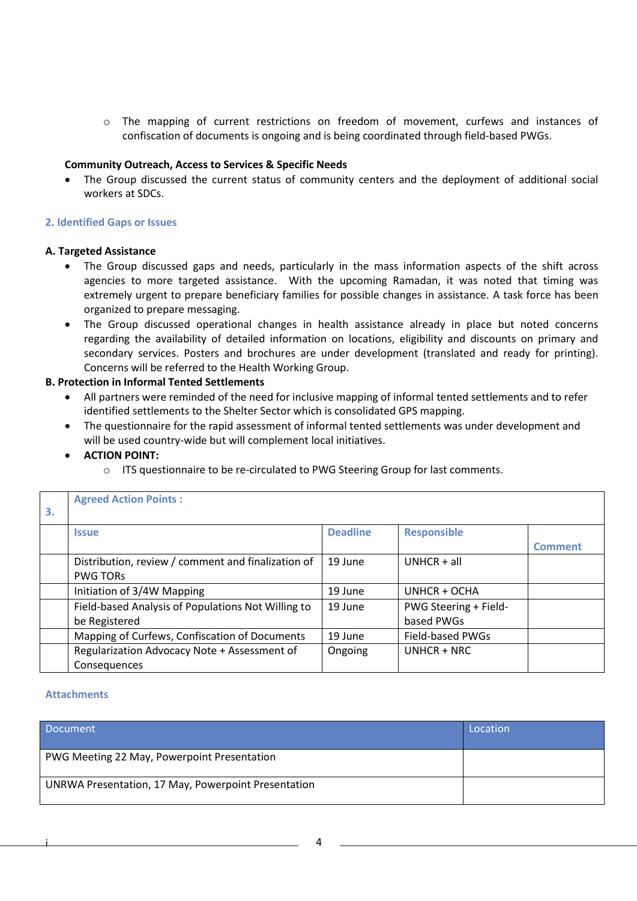- The mapping of current restrictions on freedom of movement, curfews and instances of confiscation of documents is ongoing and is being coordinated through field-based PWGs.

**Community Outreach, Access to Services & Specific Needs**

- The Group discussed the current status of community centers and the deployment of additional social workers at SDCs.

## 2. Identified Gaps or Issues

**A. Targeted Assistance**

- The Group discussed gaps and needs, particularly in the mass information aspects of the shift across agencies to more targeted assistance. With the upcoming Ramadan, it was noted that timing was extremely urgent to prepare beneficiary families for possible changes in assistance. A task force has been organized to prepare messaging.
- The Group discussed operational changes in health assistance already in place but noted concerns regarding the availability of detailed information on locations, eligibility and discounts on primary and secondary services. Posters and brochures are under development (translated and ready for printing). Concerns will be referred to the Health Working Group.

**B. Protection in Informal Tented Settlements**

- All partners were reminded of the need for inclusive mapping of informal tented settlements and to refer identified settlements to the Shelter Sector which is consolidated GPS mapping.
- The questionnaire for the rapid assessment of informal tented settlements was under development and will be used country-wide but will complement local initiatives.
- **ACTION POINT:**
  - ITS questionnaire to be re-circulated to PWG Steering Group for last comments.

| 3. | Agreed Action Points : | | | |
|---|---|---|---|---|
| | **Issue** | **Deadline** | **Responsible** | **Comment** |
| | Distribution, review / comment and finalization of PWG TORs | 19 June | UNHCR + all | |
| | Initiation of 3/4W Mapping | 19 June | UNHCR + OCHA | |
| | Field-based Analysis of Populations Not Willing to be Registered | 19 June | PWG Steering + Field-based PWGs | |
| | Mapping of Curfews, Confiscation of Documents | 19 June | Field-based PWGs | |
| | Regularization Advocacy Note + Assessment of Consequences | Ongoing | UNHCR + NRC | |

## Attachments

| Document | Location |
|---|---|
| PWG Meeting 22 May, Powerpoint Presentation | |
| UNRWA Presentation, 17 May, Powerpoint Presentation | |